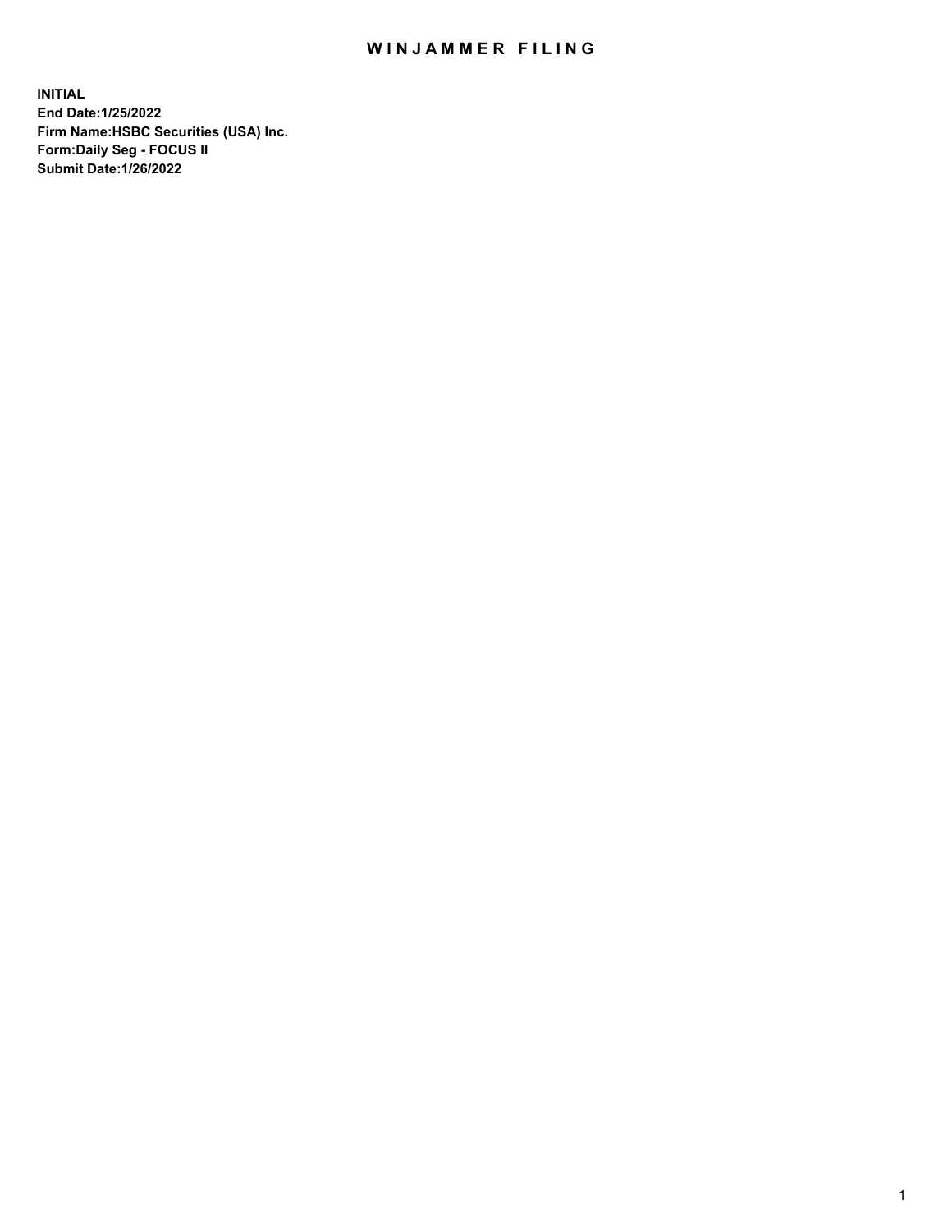# WINJAMMER FILING

**INITIAL**
**End Date:1/25/2022**
**Firm Name:HSBC Securities (USA) Inc.**
**Form:Daily Seg - FOCUS II**
**Submit Date:1/26/2022**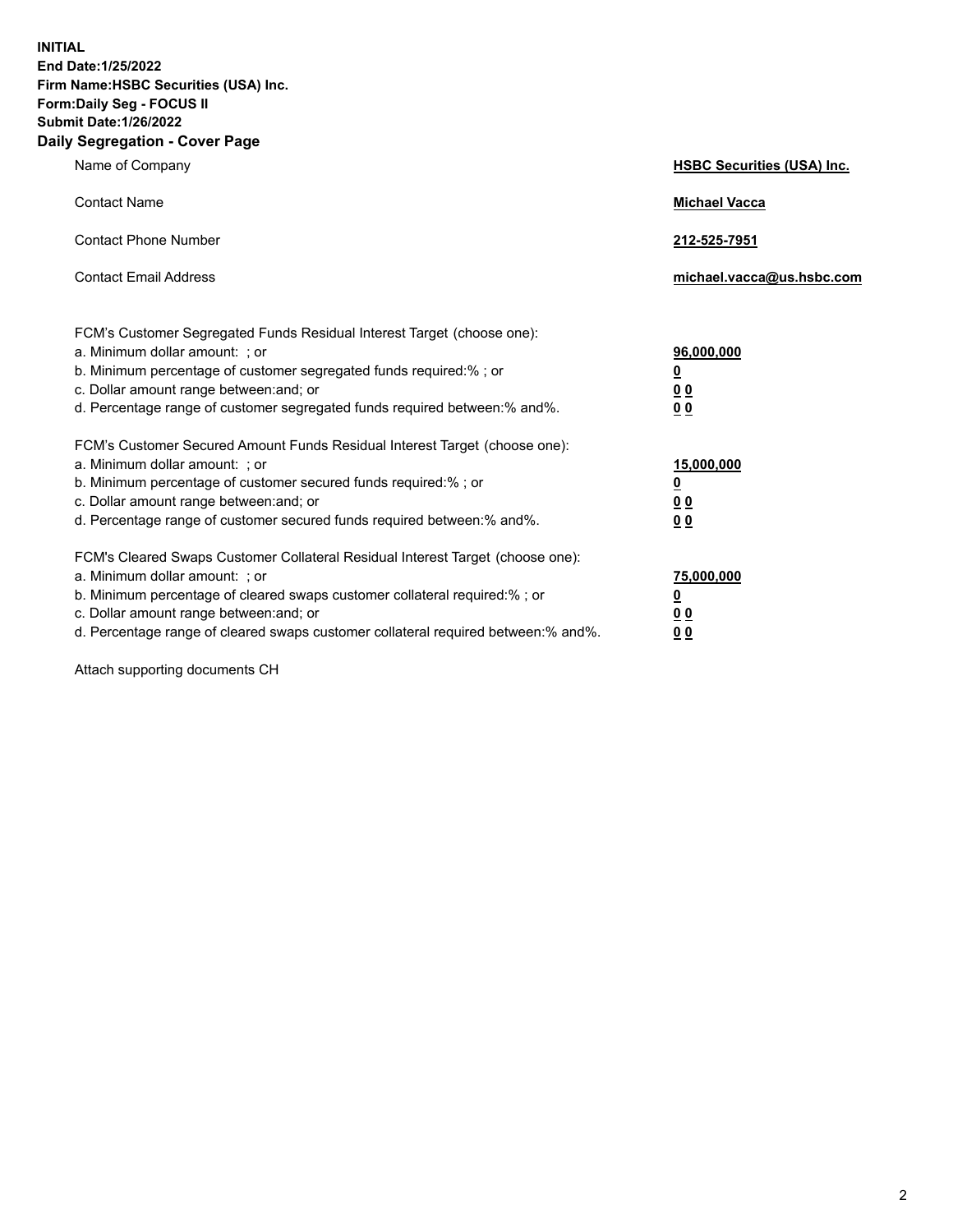**INITIAL**
**End Date:1/25/2022**
**Firm Name:HSBC Securities (USA) Inc.**
**Form:Daily Seg - FOCUS II**
**Submit Date:1/26/2022**

## Daily Segregation - Cover Page

| | |
|---|---|
| Name of Company | **HSBC Securities (USA) Inc.** |
| Contact Name | **Michael Vacca** |
| Contact Phone Number | **212-525-7951** |
| Contact Email Address | **michael.vacca@us.hsbc.com** |

| | |
|---|---|
| FCM's Customer Segregated Funds Residual Interest Target (choose one): | |
| a. Minimum dollar amount: ; or | **96,000,000** |
| b. Minimum percentage of customer segregated funds required:% ; or | **0** |
| c. Dollar amount range between:and; or | **0 0** |
| d. Percentage range of customer segregated funds required between:% and%. | **0 0** |
| FCM's Customer Secured Amount Funds Residual Interest Target (choose one): | |
| a. Minimum dollar amount: ; or | **15,000,000** |
| b. Minimum percentage of customer secured funds required:% ; or | **0** |
| c. Dollar amount range between:and; or | **0 0** |
| d. Percentage range of customer secured funds required between:% and%. | **0 0** |
| FCM's Cleared Swaps Customer Collateral Residual Interest Target (choose one): | |
| a. Minimum dollar amount: ; or | **75,000,000** |
| b. Minimum percentage of cleared swaps customer collateral required:% ; or | **0** |
| c. Dollar amount range between:and; or | **0 0** |
| d. Percentage range of cleared swaps customer collateral required between:% and%. | **0 0** |

Attach supporting documents CH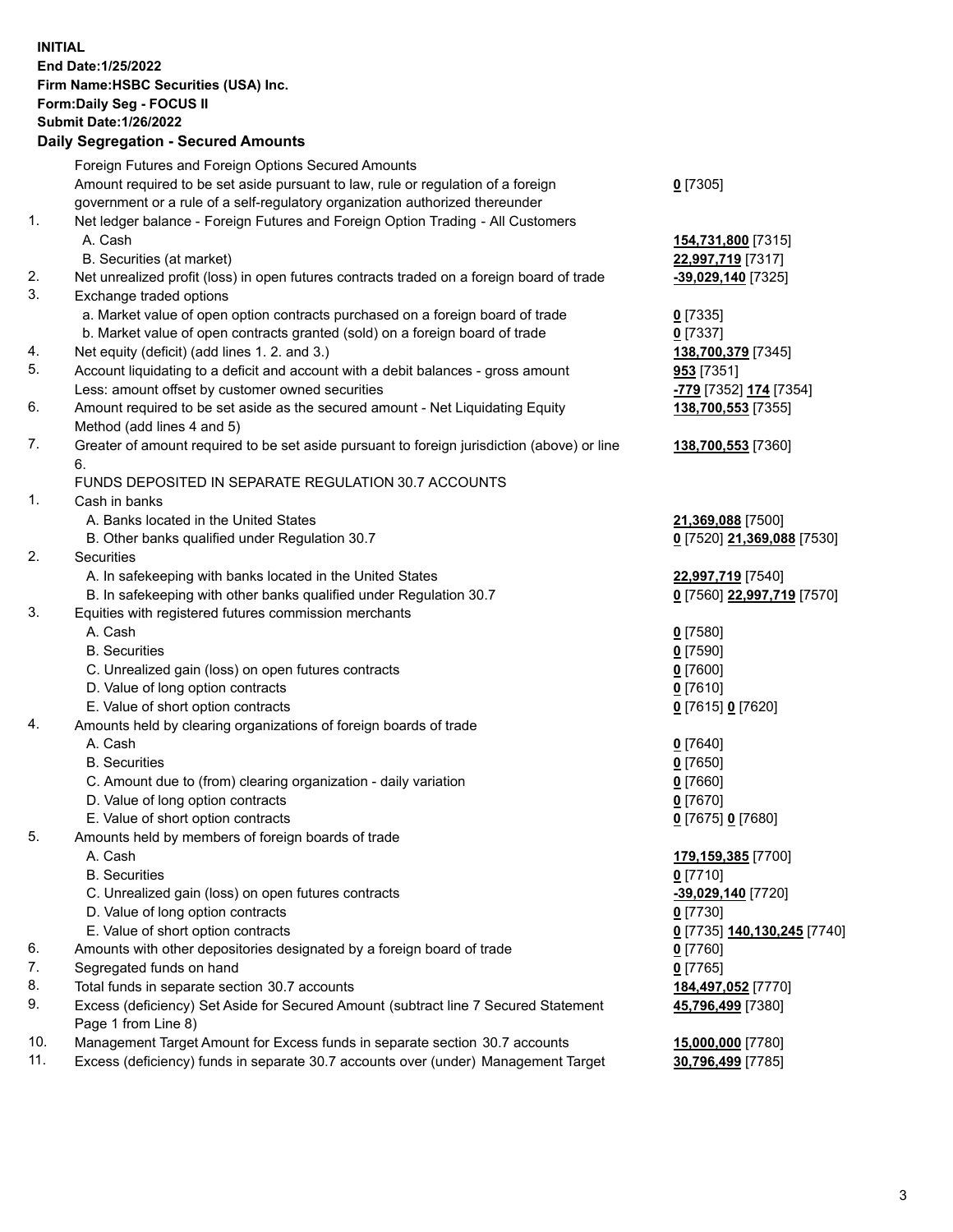**INITIAL**
**End Date:1/25/2022**
**Firm Name:HSBC Securities (USA) Inc.**
**Form:Daily Seg - FOCUS II**
**Submit Date:1/26/2022**

## Daily Segregation - Secured Amounts

| | | |
|---|---|---|
| | Foreign Futures and Foreign Options Secured Amounts | |
| | Amount required to be set aside pursuant to law, rule or regulation of a foreign government or a rule of a self-regulatory organization authorized thereunder | **0** [7305] |
| 1. | Net ledger balance - Foreign Futures and Foreign Option Trading - All Customers | |
| | A. Cash | **154,731,800** [7315] |
| | B. Securities (at market) | **22,997,719** [7317] |
| 2. | Net unrealized profit (loss) in open futures contracts traded on a foreign board of trade | **-39,029,140** [7325] |
| 3. | Exchange traded options | |
| | a. Market value of open option contracts purchased on a foreign board of trade | **0** [7335] |
| | b. Market value of open contracts granted (sold) on a foreign board of trade | **0** [7337] |
| 4. | Net equity (deficit) (add lines 1. 2. and 3.) | **138,700,379** [7345] |
| 5. | Account liquidating to a deficit and account with a debit balances - gross amount | **953** [7351] |
| | Less: amount offset by customer owned securities | **-779** [7352] **174** [7354] |
| 6. | Amount required to be set aside as the secured amount - Net Liquidating Equity Method (add lines 4 and 5) | **138,700,553** [7355] |
| 7. | Greater of amount required to be set aside pursuant to foreign jurisdiction (above) or line 6. | **138,700,553** [7360] |
| | FUNDS DEPOSITED IN SEPARATE REGULATION 30.7 ACCOUNTS | |
| 1. | Cash in banks | |
| | A. Banks located in the United States | **21,369,088** [7500] |
| | B. Other banks qualified under Regulation 30.7 | **0** [7520] **21,369,088** [7530] |
| 2. | Securities | |
| | A. In safekeeping with banks located in the United States | **22,997,719** [7540] |
| | B. In safekeeping with other banks qualified under Regulation 30.7 | **0** [7560] **22,997,719** [7570] |
| 3. | Equities with registered futures commission merchants | |
| | A. Cash | **0** [7580] |
| | B. Securities | **0** [7590] |
| | C. Unrealized gain (loss) on open futures contracts | **0** [7600] |
| | D. Value of long option contracts | **0** [7610] |
| | E. Value of short option contracts | **0** [7615] **0** [7620] |
| 4. | Amounts held by clearing organizations of foreign boards of trade | |
| | A. Cash | **0** [7640] |
| | B. Securities | **0** [7650] |
| | C. Amount due to (from) clearing organization - daily variation | **0** [7660] |
| | D. Value of long option contracts | **0** [7670] |
| | E. Value of short option contracts | **0** [7675] **0** [7680] |
| 5. | Amounts held by members of foreign boards of trade | |
| | A. Cash | **179,159,385** [7700] |
| | B. Securities | **0** [7710] |
| | C. Unrealized gain (loss) on open futures contracts | **-39,029,140** [7720] |
| | D. Value of long option contracts | **0** [7730] |
| | E. Value of short option contracts | **0** [7735] **140,130,245** [7740] |
| 6. | Amounts with other depositories designated by a foreign board of trade | **0** [7760] |
| 7. | Segregated funds on hand | **0** [7765] |
| 8. | Total funds in separate section 30.7 accounts | **184,497,052** [7770] |
| 9. | Excess (deficiency) Set Aside for Secured Amount (subtract line 7 Secured Statement Page 1 from Line 8) | **45,796,499** [7380] |
| 10. | Management Target Amount for Excess funds in separate section 30.7 accounts | **15,000,000** [7780] |
| 11. | Excess (deficiency) funds in separate 30.7 accounts over (under) Management Target | **30,796,499** [7785] |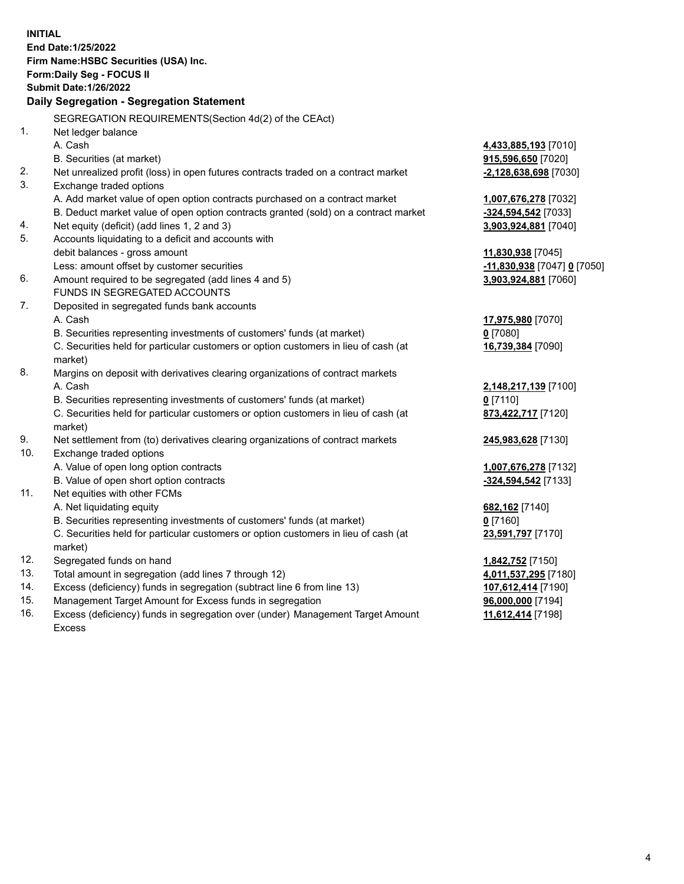**INITIAL**
**End Date:1/25/2022**
**Firm Name:HSBC Securities (USA) Inc.**
**Form:Daily Seg - FOCUS II**
**Submit Date:1/26/2022**

### Daily Segregation - Segregation Statement

| | | |
|---|---|---|
| | SEGREGATION REQUIREMENTS(Section 4d(2) of the CEAct) | |
| 1. | Net ledger balance | |
| | A. Cash | **4,433,885,193** [7010] |
| | B. Securities (at market) | **915,596,650** [7020] |
| 2. | Net unrealized profit (loss) in open futures contracts traded on a contract market | **-2,128,638,698** [7030] |
| 3. | Exchange traded options | |
| | A. Add market value of open option contracts purchased on a contract market | **1,007,676,278** [7032] |
| | B. Deduct market value of open option contracts granted (sold) on a contract market | **-324,594,542** [7033] |
| 4. | Net equity (deficit) (add lines 1, 2 and 3) | **3,903,924,881** [7040] |
| 5. | Accounts liquidating to a deficit and accounts with debit balances - gross amount | **11,830,938** [7045] |
| | Less: amount offset by customer securities | **-11,830,938** [7047] **0** [7050] |
| 6. | Amount required to be segregated (add lines 4 and 5) | **3,903,924,881** [7060] |
| | FUNDS IN SEGREGATED ACCOUNTS | |
| 7. | Deposited in segregated funds bank accounts | |
| | A. Cash | **17,975,980** [7070] |
| | B. Securities representing investments of customers' funds (at market) | **0** [7080] |
| | C. Securities held for particular customers or option customers in lieu of cash (at market) | **16,739,384** [7090] |
| 8. | Margins on deposit with derivatives clearing organizations of contract markets | |
| | A. Cash | **2,148,217,139** [7100] |
| | B. Securities representing investments of customers' funds (at market) | **0** [7110] |
| | C. Securities held for particular customers or option customers in lieu of cash (at market) | **873,422,717** [7120] |
| 9. | Net settlement from (to) derivatives clearing organizations of contract markets | **245,983,628** [7130] |
| 10. | Exchange traded options | |
| | A. Value of open long option contracts | **1,007,676,278** [7132] |
| | B. Value of open short option contracts | **-324,594,542** [7133] |
| 11. | Net equities with other FCMs | |
| | A. Net liquidating equity | **682,162** [7140] |
| | B. Securities representing investments of customers' funds (at market) | **0** [7160] |
| | C. Securities held for particular customers or option customers in lieu of cash (at market) | **23,591,797** [7170] |
| 12. | Segregated funds on hand | **1,842,752** [7150] |
| 13. | Total amount in segregation (add lines 7 through 12) | **4,011,537,295** [7180] |
| 14. | Excess (deficiency) funds in segregation (subtract line 6 from line 13) | **107,612,414** [7190] |
| 15. | Management Target Amount for Excess funds in segregation | **96,000,000** [7194] |
| 16. | Excess (deficiency) funds in segregation over (under) Management Target Amount Excess | **11,612,414** [7198] |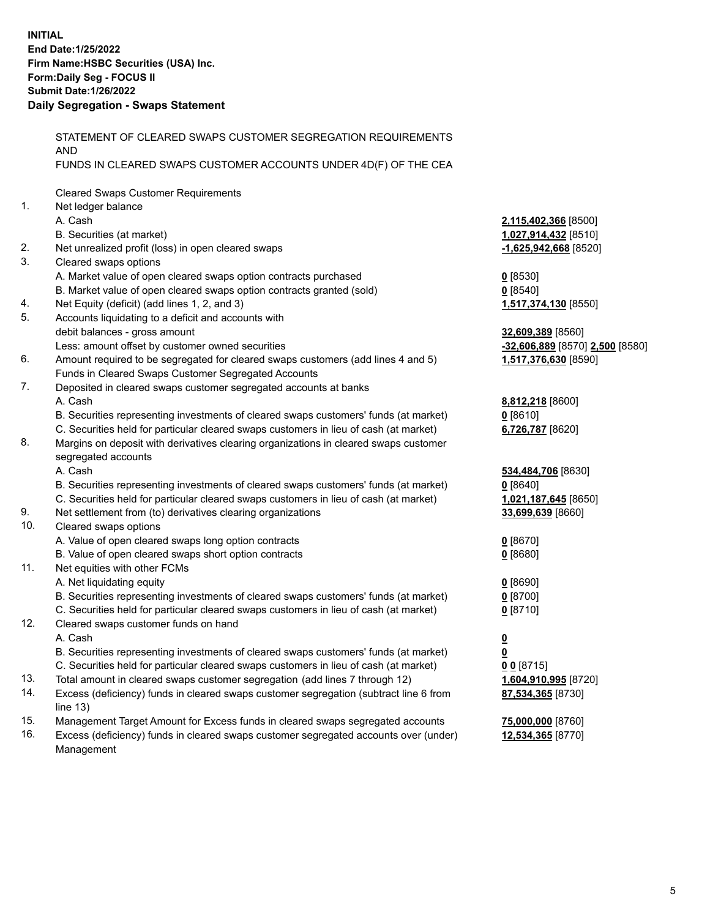**INITIAL**
**End Date:1/25/2022**
**Firm Name:HSBC Securities (USA) Inc.**
**Form:Daily Seg - FOCUS II**
**Submit Date:1/26/2022**
**Daily Segregation - Swaps Statement**

STATEMENT OF CLEARED SWAPS CUSTOMER SEGREGATION REQUIREMENTS AND
FUNDS IN CLEARED SWAPS CUSTOMER ACCOUNTS UNDER 4D(F) OF THE CEA

| | | |
|---|---|---|
| | Cleared Swaps Customer Requirements | |
| 1. | Net ledger balance | |
| | A. Cash | **2,115,402,366** [8500] |
| | B. Securities (at market) | **1,027,914,432** [8510] |
| 2. | Net unrealized profit (loss) in open cleared swaps | **-1,625,942,668** [8520] |
| 3. | Cleared swaps options | |
| | A. Market value of open cleared swaps option contracts purchased | **0** [8530] |
| | B. Market value of open cleared swaps option contracts granted (sold) | **0** [8540] |
| 4. | Net Equity (deficit) (add lines 1, 2, and 3) | **1,517,374,130** [8550] |
| 5. | Accounts liquidating to a deficit and accounts with debit balances - gross amount | **32,609,389** [8560] |
| | Less: amount offset by customer owned securities | **-32,606,889** [8570] **2,500** [8580] |
| 6. | Amount required to be segregated for cleared swaps customers (add lines 4 and 5) | **1,517,376,630** [8590] |
| | Funds in Cleared Swaps Customer Segregated Accounts | |
| 7. | Deposited in cleared swaps customer segregated accounts at banks | |
| | A. Cash | **8,812,218** [8600] |
| | B. Securities representing investments of cleared swaps customers' funds (at market) | **0** [8610] |
| | C. Securities held for particular cleared swaps customers in lieu of cash (at market) | **6,726,787** [8620] |
| 8. | Margins on deposit with derivatives clearing organizations in cleared swaps customer segregated accounts | |
| | A. Cash | **534,484,706** [8630] |
| | B. Securities representing investments of cleared swaps customers' funds (at market) | **0** [8640] |
| | C. Securities held for particular cleared swaps customers in lieu of cash (at market) | **1,021,187,645** [8650] |
| 9. | Net settlement from (to) derivatives clearing organizations | **33,699,639** [8660] |
| 10. | Cleared swaps options | |
| | A. Value of open cleared swaps long option contracts | **0** [8670] |
| | B. Value of open cleared swaps short option contracts | **0** [8680] |
| 11. | Net equities with other FCMs | |
| | A. Net liquidating equity | **0** [8690] |
| | B. Securities representing investments of cleared swaps customers' funds (at market) | **0** [8700] |
| | C. Securities held for particular cleared swaps customers in lieu of cash (at market) | **0** [8710] |
| 12. | Cleared swaps customer funds on hand | |
| | A. Cash | **0** |
| | B. Securities representing investments of cleared swaps customers' funds (at market) | **0** |
| | C. Securities held for particular cleared swaps customers in lieu of cash (at market) | **0** **0** [8715] |
| 13. | Total amount in cleared swaps customer segregation (add lines 7 through 12) | **1,604,910,995** [8720] |
| 14. | Excess (deficiency) funds in cleared swaps customer segregation (subtract line 6 from line 13) | **87,534,365** [8730] |
| 15. | Management Target Amount for Excess funds in cleared swaps segregated accounts | **75,000,000** [8760] |
| 16. | Excess (deficiency) funds in cleared swaps customer segregated accounts over (under) Management | **12,534,365** [8770] |